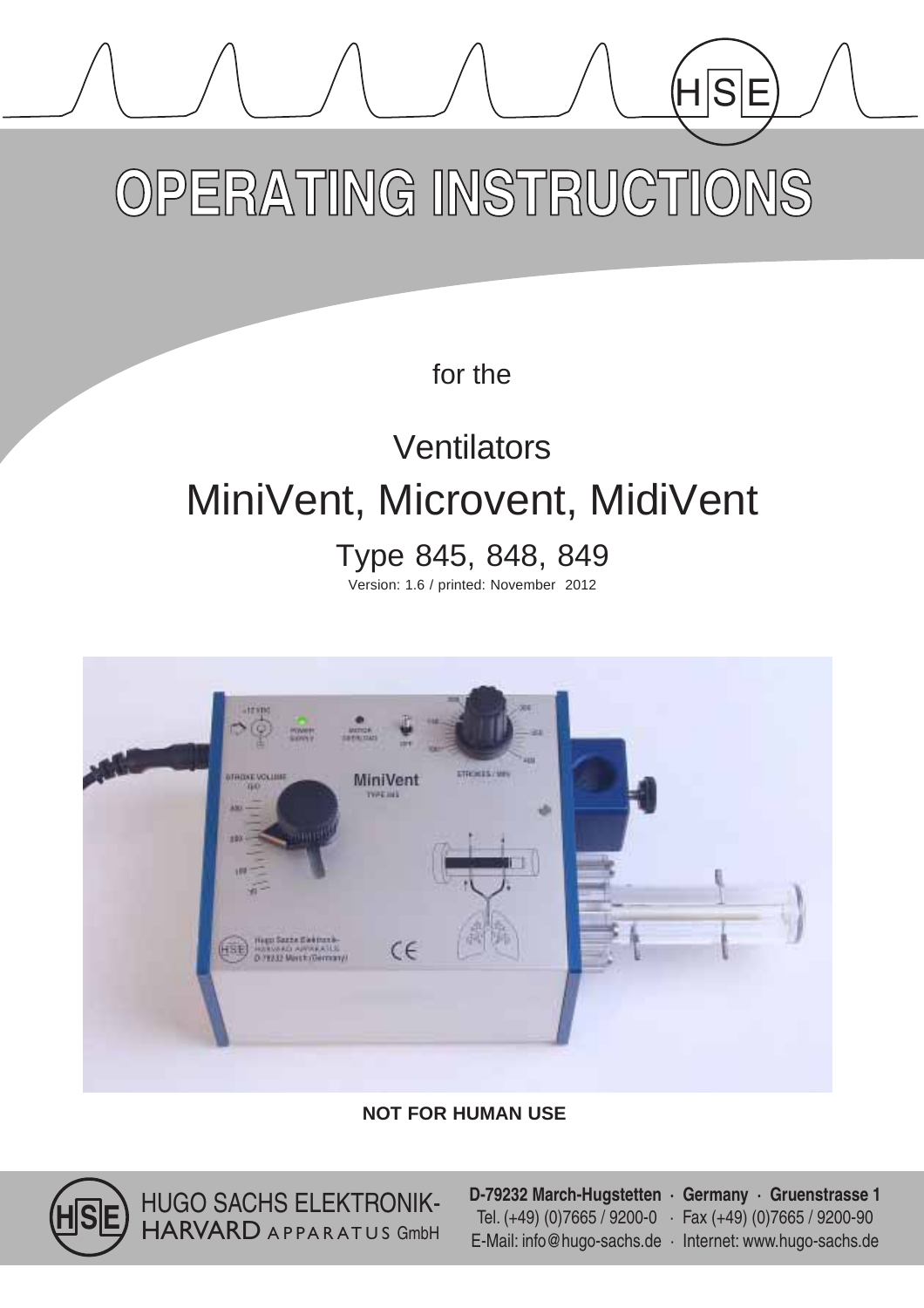# OPERATING INSTRUCTIONS

for the

## Ventilators

## MiniVent, Microvent, MidiVent

### Type 845, 848, 849

Version: 1.6 / printed: November 2012

**NOT FOR HUMAN USE**

HUGO SACHS ELEKTRONIK-
HARVARD APPARATUS GmbH

**D-79232 March-Hugstetten · Germany · Gruenstrasse 1**
Tel. (+49) (0)7665 / 9200-0 · Fax (+49) (0)7665 / 9200-90
E-Mail: info@hugo-sachs.de · Internet: www.hugo-sachs.de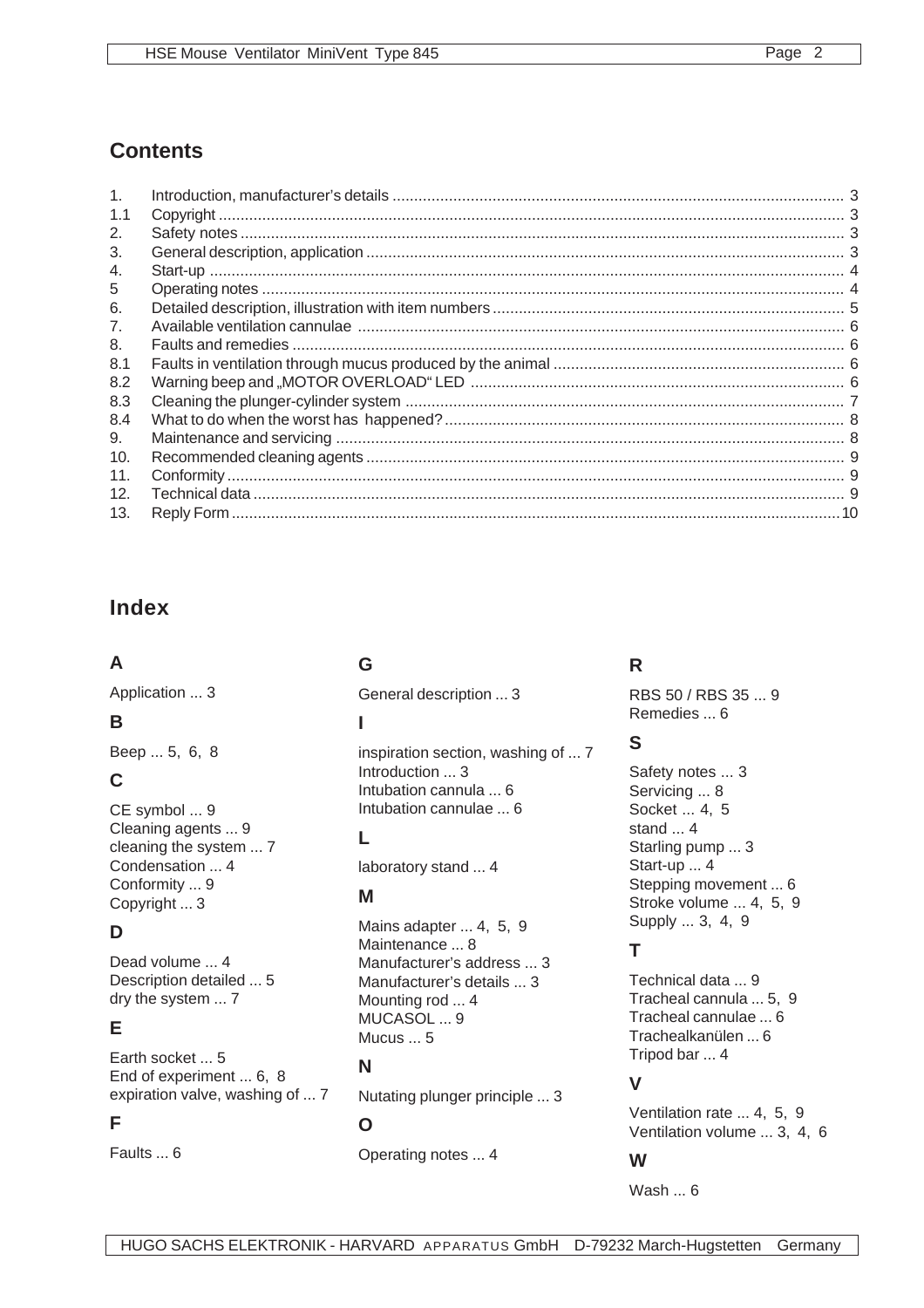## Contents

| | | |
|---|---|---|
| 1. | Introduction, manufacturer's details | 3 |
| 1.1 | Copyright | 3 |
| 2. | Safety notes | 3 |
| 3. | General description, application | 3 |
| 4. | Start-up | 4 |
| 5 | Operating notes | 4 |
| 6. | Detailed description, illustration with item numbers | 5 |
| 7. | Available ventilation cannulae | 6 |
| 8. | Faults and remedies | 6 |
| 8.1 | Faults in ventilation through mucus produced by the animal | 6 |
| 8.2 | Warning beep and „MOTOR OVERLOAD" LED | 6 |
| 8.3 | Cleaning the plunger-cylinder system | 7 |
| 8.4 | What to do when the worst has happened? | 8 |
| 9. | Maintenance and servicing | 8 |
| 10. | Recommended cleaning agents | 9 |
| 11. | Conformity | 9 |
| 12. | Technical data | 9 |
| 13. | Reply Form | 10 |

## Index

### A

Application ... 3

### B

Beep ... 5, 6, 8

### C

CE symbol ... 9
Cleaning agents ... 9
cleaning the system ... 7
Condensation ... 4
Conformity ... 9
Copyright ... 3

### D

Dead volume ... 4
Description detailed ... 5
dry the system ... 7

### E

Earth socket ... 5
End of experiment ... 6, 8
expiration valve, washing of ... 7

### F

Faults ... 6

### G

General description ... 3

### I

inspiration section, washing of ... 7
Introduction ... 3
Intubation cannula ... 6
Intubation cannulae ... 6

### L

laboratory stand ... 4

### M

Mains adapter ... 4, 5, 9
Maintenance ... 8
Manufacturer's address ... 3
Manufacturer's details ... 3
Mounting rod ... 4
MUCASOL ... 9
Mucus ... 5

### N

Nutating plunger principle ... 3

### O

Operating notes ... 4

### R

RBS 50 / RBS 35 ... 9
Remedies ... 6

### S

Safety notes ... 3
Servicing ... 8
Socket ... 4, 5
stand ... 4
Starling pump ... 3
Start-up ... 4
Stepping movement ... 6
Stroke volume ... 4, 5, 9
Supply ... 3, 4, 9

### T

Technical data ... 9
Tracheal cannula ... 5, 9
Tracheal cannulae ... 6
Trachealkanülen ... 6
Tripod bar ... 4

### V

Ventilation rate ... 4, 5, 9
Ventilation volume ... 3, 4, 6

### W

Wash ... 6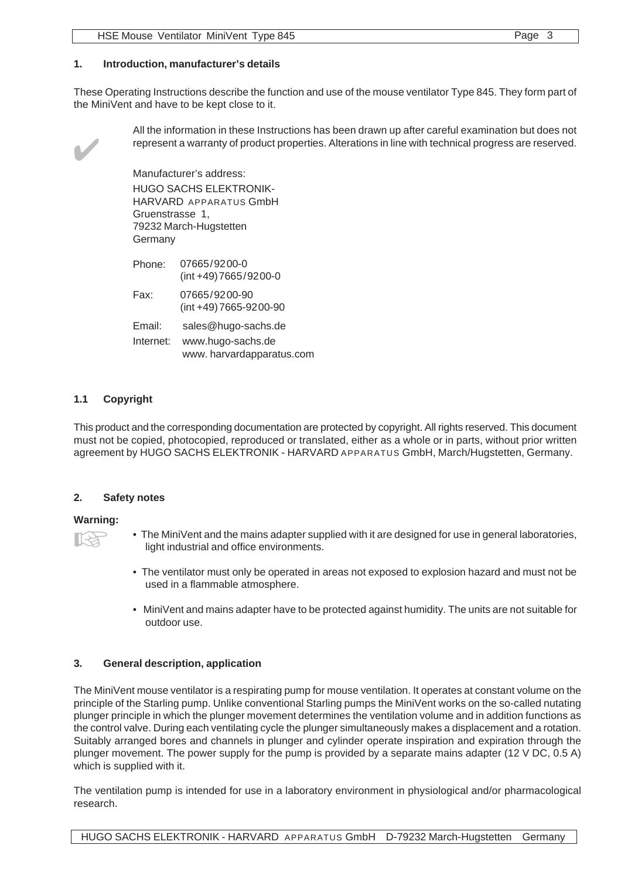## 1. Introduction, manufacturer's details

These Operating Instructions describe the function and use of the mouse ventilator Type 845. They form part of the MiniVent and have to be kept close to it.

✔ All the information in these Instructions has been drawn up after careful examination but does not represent a warranty of product properties. Alterations in line with technical progress are reserved.

Manufacturer's address:
HUGO SACHS ELEKTRONIK-
HARVARD APPARATUS GmbH
Gruenstrasse 1,
79232 March-Hugstetten
Germany

| | |
|---|---|
| Phone: | 07665/9200-0<br>(int +49) 7665/9200-0 |
| Fax: | 07665/9200-90<br>(int +49) 7665-9200-90 |
| Email: | sales@hugo-sachs.de |
| Internet: | www.hugo-sachs.de<br>www. harvardapparatus.com |

### 1.1 Copyright

This product and the corresponding documentation are protected by copyright. All rights reserved. This document must not be copied, photocopied, reproduced or translated, either as a whole or in parts, without prior written agreement by HUGO SACHS ELEKTRONIK - HARVARD APPARATUS GmbH, March/Hugstetten, Germany.

## 2. Safety notes

**Warning:**

- The MiniVent and the mains adapter supplied with it are designed for use in general laboratories, light industrial and office environments.
- The ventilator must only be operated in areas not exposed to explosion hazard and must not be used in a flammable atmosphere.
- MiniVent and mains adapter have to be protected against humidity. The units are not suitable for outdoor use.

## 3. General description, application

The MiniVent mouse ventilator is a respirating pump for mouse ventilation. It operates at constant volume on the principle of the Starling pump. Unlike conventional Starling pumps the MiniVent works on the so-called nutating plunger principle in which the plunger movement determines the ventilation volume and in addition functions as the control valve. During each ventilating cycle the plunger simultaneously makes a displacement and a rotation. Suitably arranged bores and channels in plunger and cylinder operate inspiration and expiration through the plunger movement. The power supply for the pump is provided by a separate mains adapter (12 V DC, 0.5 A) which is supplied with it.

The ventilation pump is intended for use in a laboratory environment in physiological and/or pharmacological research.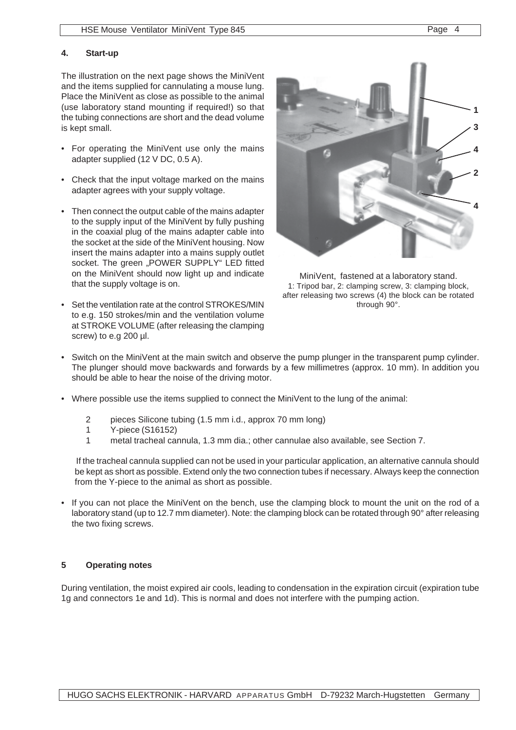## 4. Start-up

The illustration on the next page shows the MiniVent and the items supplied for cannulating a mouse lung. Place the MiniVent as close as possible to the animal (use laboratory stand mounting if required!) so that the tubing connections are short and the dead volume is kept small.

- For operating the MiniVent use only the mains adapter supplied (12 V DC, 0.5 A).
- Check that the input voltage marked on the mains adapter agrees with your supply voltage.
- Then connect the output cable of the mains adapter to the supply input of the MiniVent by fully pushing in the coaxial plug of the mains adapter cable into the socket at the side of the MiniVent housing. Now insert the mains adapter into a mains supply outlet socket. The green „POWER SUPPLY“ LED fitted on the MiniVent should now light up and indicate that the supply voltage is on.
- Set the ventilation rate at the control STROKES/MIN to e.g. 150 strokes/min and the ventilation volume at STROKE VOLUME (after releasing the clamping screw) to e.g 200 µl.

MiniVent, fastened at a laboratory stand.
1: Tripod bar, 2: clamping screw, 3: clamping block, after releasing two screws (4) the block can be rotated through 90°.

- Switch on the MiniVent at the main switch and observe the pump plunger in the transparent pump cylinder. The plunger should move backwards and forwards by a few millimetres (approx. 10 mm). In addition you should be able to hear the noise of the driving motor.
- Where possible use the items supplied to connect the MiniVent to the lung of the animal:

  2 pieces Silicone tubing (1.5 mm i.d., approx 70 mm long)
  1 Y-piece (S16152)
  1 metal tracheal cannula, 1.3 mm dia.; other cannulae also available, see Section 7.

  If the tracheal cannula supplied can not be used in your particular application, an alternative cannula should be kept as short as possible. Extend only the two connection tubes if necessary. Always keep the connection from the Y-piece to the animal as short as possible.

- If you can not place the MiniVent on the bench, use the clamping block to mount the unit on the rod of a laboratory stand (up to 12.7 mm diameter). Note: the clamping block can be rotated through 90° after releasing the two fixing screws.

## 5 Operating notes

During ventilation, the moist expired air cools, leading to condensation in the expiration circuit (expiration tube 1g and connectors 1e and 1d). This is normal and does not interfere with the pumping action.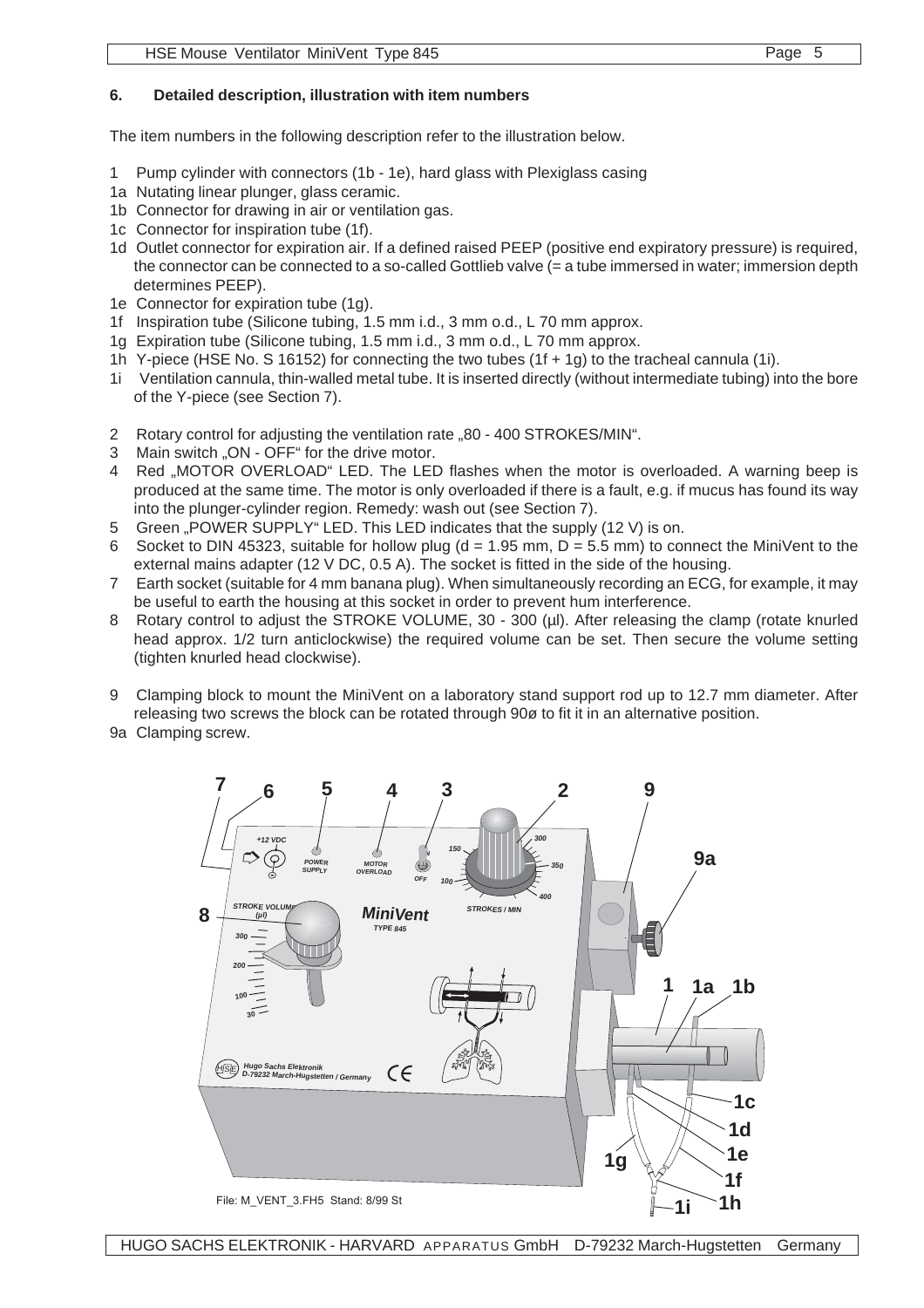## 6. Detailed description, illustration with item numbers

The item numbers in the following description refer to the illustration below.

1 Pump cylinder with connectors (1b - 1e), hard glass with Plexiglass casing
1a Nutating linear plunger, glass ceramic.
1b Connector for drawing in air or ventilation gas.
1c Connector for inspiration tube (1f).
1d Outlet connector for expiration air. If a defined raised PEEP (positive end expiratory pressure) is required, the connector can be connected to a so-called Gottlieb valve (= a tube immersed in water; immersion depth determines PEEP).
1e Connector for expiration tube (1g).
1f Inspiration tube (Silicone tubing, 1.5 mm i.d., 3 mm o.d., L 70 mm approx.
1g Expiration tube (Silicone tubing, 1.5 mm i.d., 3 mm o.d., L 70 mm approx.
1h Y-piece (HSE No. S 16152) for connecting the two tubes (1f + 1g) to the tracheal cannula (1i).
1i Ventilation cannula, thin-walled metal tube. It is inserted directly (without intermediate tubing) into the bore of the Y-piece (see Section 7).

2 Rotary control for adjusting the ventilation rate „80 - 400 STROKES/MIN".
3 Main switch „ON - OFF" for the drive motor.
4 Red „MOTOR OVERLOAD" LED. The LED flashes when the motor is overloaded. A warning beep is produced at the same time. The motor is only overloaded if there is a fault, e.g. if mucus has found its way into the plunger-cylinder region. Remedy: wash out (see Section 7).
5 Green „POWER SUPPLY" LED. This LED indicates that the supply (12 V) is on.
6 Socket to DIN 45323, suitable for hollow plug (d = 1.95 mm, D = 5.5 mm) to connect the MiniVent to the external mains adapter (12 V DC, 0.5 A). The socket is fitted in the side of the housing.
7 Earth socket (suitable for 4 mm banana plug). When simultaneously recording an ECG, for example, it may be useful to earth the housing at this socket in order to prevent hum interference.
8 Rotary control to adjust the STROKE VOLUME, 30 - 300 (µl). After releasing the clamp (rotate knurled head approx. 1/2 turn anticlockwise) the required volume can be set. Then secure the volume setting (tighten knurled head clockwise).

9 Clamping block to mount the MiniVent on a laboratory stand support rod up to 12.7 mm diameter. After releasing two screws the block can be rotated through 90ø to fit it in an alternative position.
9a Clamping screw.

File: M_VENT_3.FH5 Stand: 8/99 St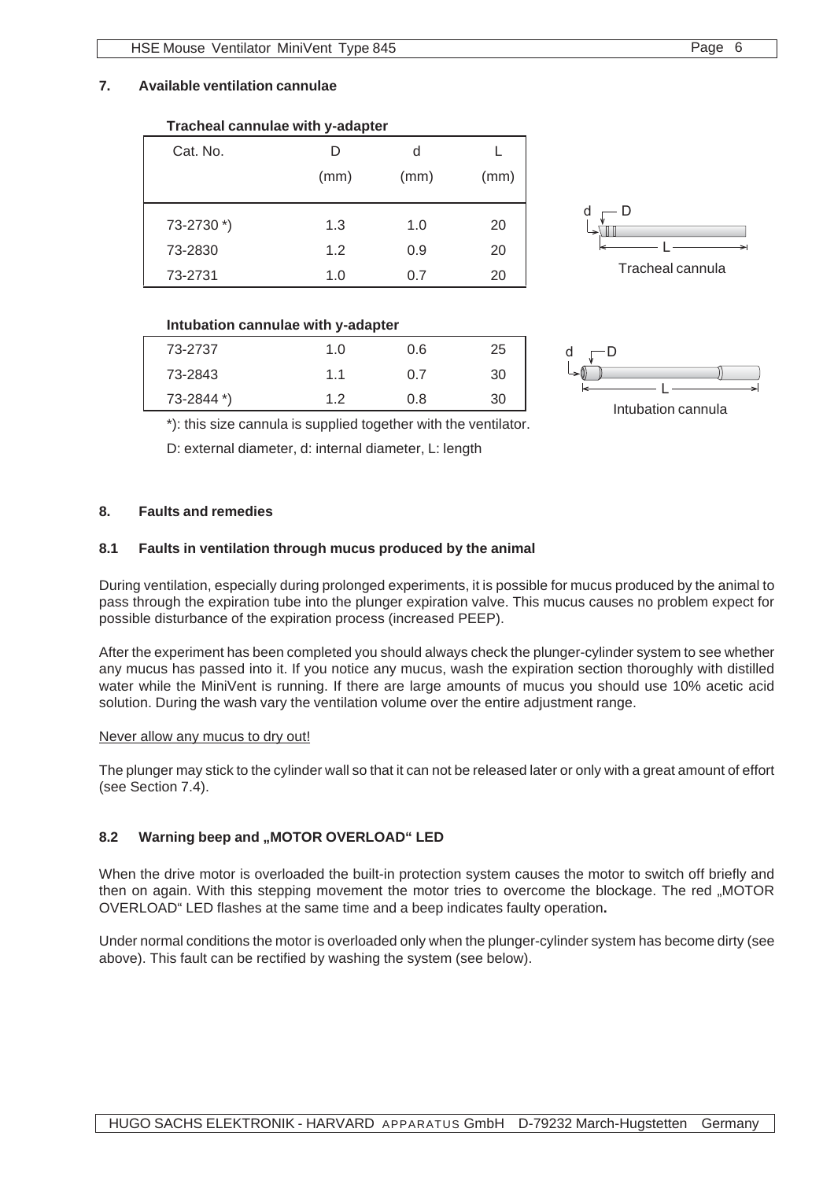## 7. Available ventilation cannulae

**Tracheal cannulae with y-adapter**

| Cat. No. | D (mm) | d (mm) | L (mm) |
|---|---|---|---|
| 73-2730 *) | 1.3 | 1.0 | 20 |
| 73-2830 | 1.2 | 0.9 | 20 |
| 73-2731 | 1.0 | 0.7 | 20 |

Tracheal cannula

**Intubation cannulae with y-adapter**

| Cat. No. | D (mm) | d (mm) | L (mm) |
|---|---|---|---|
| 73-2737 | 1.0 | 0.6 | 25 |
| 73-2843 | 1.1 | 0.7 | 30 |
| 73-2844 *) | 1.2 | 0.8 | 30 |

Intubation cannula

*): this size cannula is supplied together with the ventilator.

D: external diameter, d: internal diameter, L: length

## 8. Faults and remedies

### 8.1 Faults in ventilation through mucus produced by the animal

During ventilation, especially during prolonged experiments, it is possible for mucus produced by the animal to pass through the expiration tube into the plunger expiration valve. This mucus causes no problem expect for possible disturbance of the expiration process (increased PEEP).

After the experiment has been completed you should always check the plunger-cylinder system to see whether any mucus has passed into it. If you notice any mucus, wash the expiration section thoroughly with distilled water while the MiniVent is running. If there are large amounts of mucus you should use 10% acetic acid solution. During the wash vary the ventilation volume over the entire adjustment range.

<u>Never allow any mucus to dry out!</u>

The plunger may stick to the cylinder wall so that it can not be released later or only with a great amount of effort (see Section 7.4).

### 8.2 Warning beep and „MOTOR OVERLOAD“ LED

When the drive motor is overloaded the built-in protection system causes the motor to switch off briefly and then on again. With this stepping movement the motor tries to overcome the blockage. The red „MOTOR OVERLOAD“ LED flashes at the same time and a beep indicates faulty operation**.**

Under normal conditions the motor is overloaded only when the plunger-cylinder system has become dirty (see above). This fault can be rectified by washing the system (see below).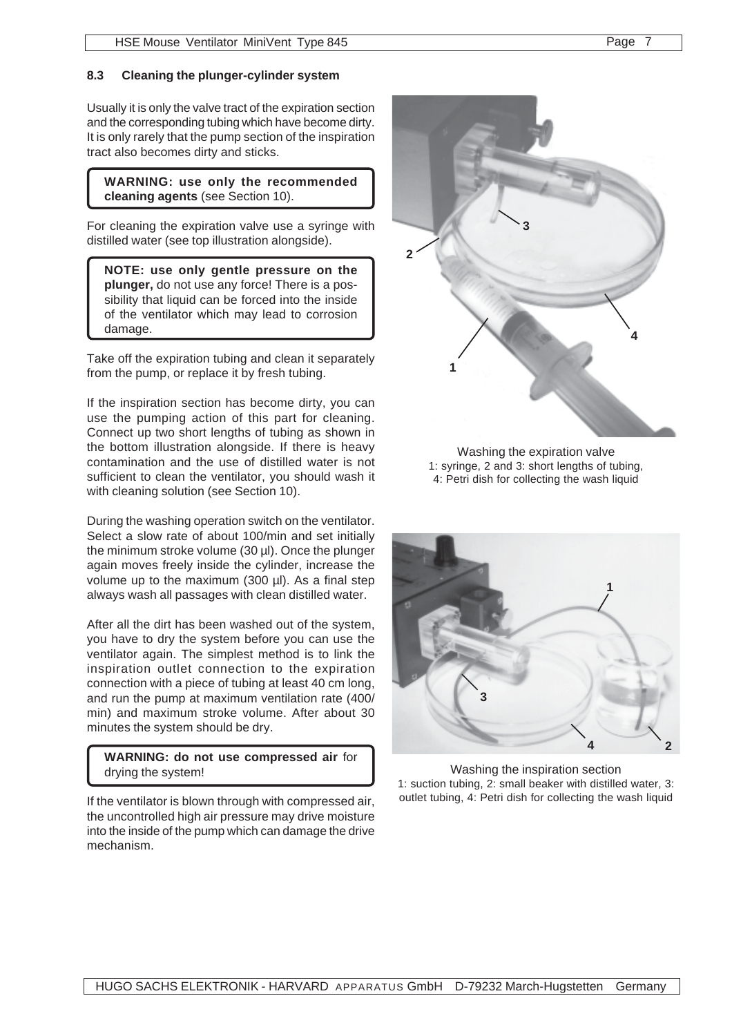### 8.3 Cleaning the plunger-cylinder system

Usually it is only the valve tract of the expiration section and the corresponding tubing which have become dirty. It is only rarely that the pump section of the inspiration tract also becomes dirty and sticks.

> **WARNING: use only the recommended cleaning agents** (see Section 10).

For cleaning the expiration valve use a syringe with distilled water (see top illustration alongside).

> **NOTE: use only gentle pressure on the plunger,** do not use any force! There is a possibility that liquid can be forced into the inside of the ventilator which may lead to corrosion damage.

Take off the expiration tubing and clean it separately from the pump, or replace it by fresh tubing.

If the inspiration section has become dirty, you can use the pumping action of this part for cleaning. Connect up two short lengths of tubing as shown in the bottom illustration alongside. If there is heavy contamination and the use of distilled water is not sufficient to clean the ventilator, you should wash it with cleaning solution (see Section 10).

During the washing operation switch on the ventilator. Select a slow rate of about 100/min and set initially the minimum stroke volume (30 µl). Once the plunger again moves freely inside the cylinder, increase the volume up to the maximum (300 µl). As a final step always wash all passages with clean distilled water.

After all the dirt has been washed out of the system, you have to dry the system before you can use the ventilator again. The simplest method is to link the inspiration outlet connection to the expiration connection with a piece of tubing at least 40 cm long, and run the pump at maximum ventilation rate (400/min) and maximum stroke volume. After about 30 minutes the system should be dry.

> **WARNING: do not use compressed air** for drying the system!

If the ventilator is blown through with compressed air, the uncontrolled high air pressure may drive moisture into the inside of the pump which can damage the drive mechanism.

Washing the expiration valve
1: syringe, 2 and 3: short lengths of tubing, 4: Petri dish for collecting the wash liquid

Washing the inspiration section
1: suction tubing, 2: small beaker with distilled water, 3: outlet tubing, 4: Petri dish for collecting the wash liquid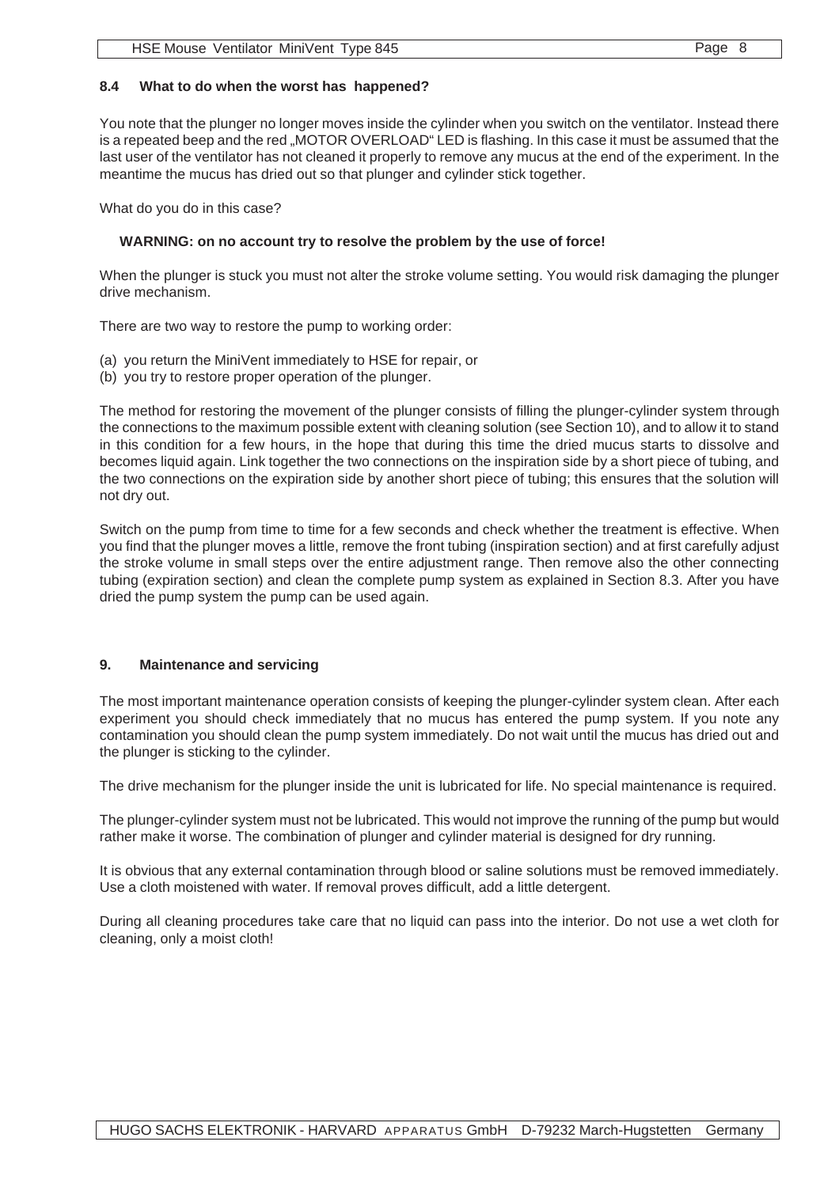## 8.4 What to do when the worst has happened?

You note that the plunger no longer moves inside the cylinder when you switch on the ventilator. Instead there is a repeated beep and the red „MOTOR OVERLOAD" LED is flashing. In this case it must be assumed that the last user of the ventilator has not cleaned it properly to remove any mucus at the end of the experiment. In the meantime the mucus has dried out so that plunger and cylinder stick together.

What do you do in this case?

**WARNING: on no account try to resolve the problem by the use of force!**

When the plunger is stuck you must not alter the stroke volume setting. You would risk damaging the plunger drive mechanism.

There are two way to restore the pump to working order:

(a) you return the MiniVent immediately to HSE for repair, or
(b) you try to restore proper operation of the plunger.

The method for restoring the movement of the plunger consists of filling the plunger-cylinder system through the connections to the maximum possible extent with cleaning solution (see Section 10), and to allow it to stand in this condition for a few hours, in the hope that during this time the dried mucus starts to dissolve and becomes liquid again. Link together the two connections on the inspiration side by a short piece of tubing, and the two connections on the expiration side by another short piece of tubing; this ensures that the solution will not dry out.

Switch on the pump from time to time for a few seconds and check whether the treatment is effective. When you find that the plunger moves a little, remove the front tubing (inspiration section) and at first carefully adjust the stroke volume in small steps over the entire adjustment range. Then remove also the other connecting tubing (expiration section) and clean the complete pump system as explained in Section 8.3. After you have dried the pump system the pump can be used again.

# 9. Maintenance and servicing

The most important maintenance operation consists of keeping the plunger-cylinder system clean. After each experiment you should check immediately that no mucus has entered the pump system. If you note any contamination you should clean the pump system immediately. Do not wait until the mucus has dried out and the plunger is sticking to the cylinder.

The drive mechanism for the plunger inside the unit is lubricated for life. No special maintenance is required.

The plunger-cylinder system must not be lubricated. This would not improve the running of the pump but would rather make it worse. The combination of plunger and cylinder material is designed for dry running.

It is obvious that any external contamination through blood or saline solutions must be removed immediately. Use a cloth moistened with water. If removal proves difficult, add a little detergent.

During all cleaning procedures take care that no liquid can pass into the interior. Do not use a wet cloth for cleaning, only a moist cloth!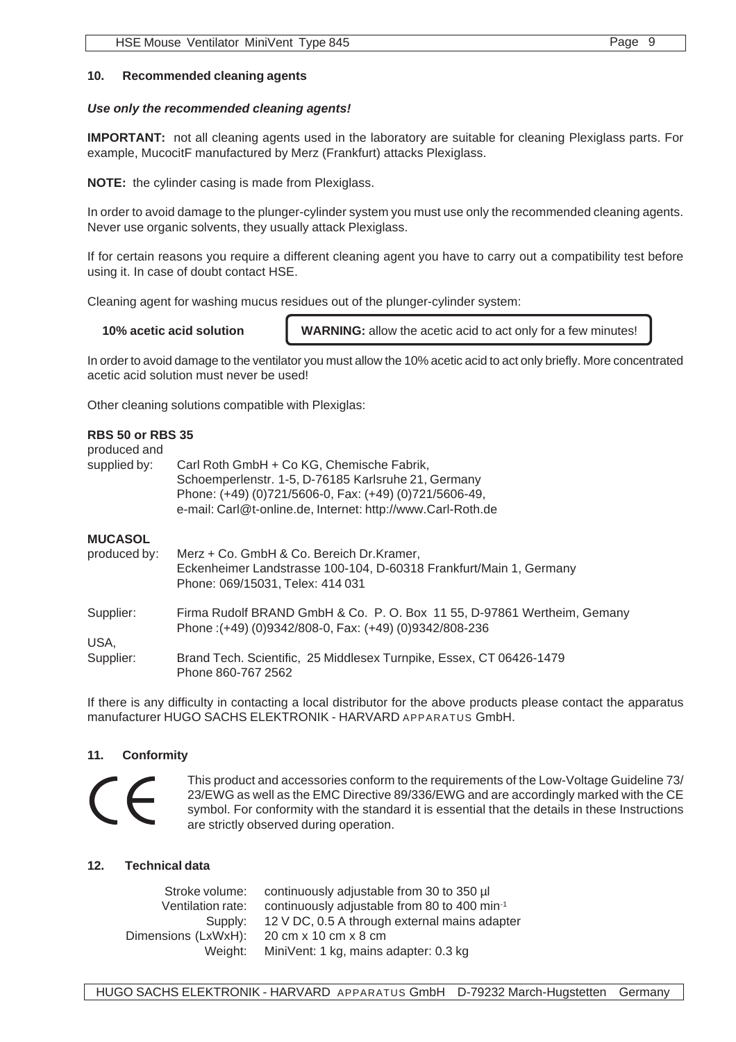## 10. Recommended cleaning agents

***Use only the recommended cleaning agents!***

**IMPORTANT:** not all cleaning agents used in the laboratory are suitable for cleaning Plexiglass parts. For example, MucocitF manufactured by Merz (Frankfurt) attacks Plexiglass.

**NOTE:** the cylinder casing is made from Plexiglass.

In order to avoid damage to the plunger-cylinder system you must use only the recommended cleaning agents. Never use organic solvents, they usually attack Plexiglass.

If for certain reasons you require a different cleaning agent you have to carry out a compatibility test before using it. In case of doubt contact HSE.

Cleaning agent for washing mucus residues out of the plunger-cylinder system:

**10% acetic acid solution**

**WARNING:** allow the acetic acid to act only for a few minutes!

In order to avoid damage to the ventilator you must allow the 10% acetic acid to act only briefly. More concentrated acetic acid solution must never be used!

Other cleaning solutions compatible with Plexiglas:

**RBS 50 or RBS 35**

produced and supplied by: Carl Roth GmbH + Co KG, Chemische Fabrik,
Schoemperlenstr. 1-5, D-76185 Karlsruhe 21, Germany
Phone: (+49) (0)721/5606-0, Fax: (+49) (0)721/5606-49,
e-mail: Carl@t-online.de, Internet: http://www.Carl-Roth.de

**MUCASOL**

produced by: Merz + Co. GmbH & Co. Bereich Dr.Kramer,
Eckenheimer Landstrasse 100-104, D-60318 Frankfurt/Main 1, Germany
Phone: 069/15031, Telex: 414 031

Supplier: Firma Rudolf BRAND GmbH & Co. P. O. Box 11 55, D-97861 Wertheim, Gemany
Phone :(+49) (0)9342/808-0, Fax: (+49) (0)9342/808-236

USA,
Supplier: Brand Tech. Scientific, 25 Middlesex Turnpike, Essex, CT 06426-1479
Phone 860-767 2562

If there is any difficulty in contacting a local distributor for the above products please contact the apparatus manufacturer HUGO SACHS ELEKTRONIK - HARVARD APPARATUS GmbH.

## 11. Conformity

CE

This product and accessories conform to the requirements of the Low-Voltage Guideline 73/23/EWG as well as the EMC Directive 89/336/EWG and are accordingly marked with the CE symbol. For conformity with the standard it is essential that the details in these Instructions are strictly observed during operation.

## 12. Technical data

| | |
|---|---|
| Stroke volume: | continuously adjustable from 30 to 350 µl |
| Ventilation rate: | continuously adjustable from 80 to 400 $min^{-1}$ |
| Supply: | 12 V DC, 0.5 A through external mains adapter |
| Dimensions (LxWxH): | 20 cm x 10 cm x 8 cm |
| Weight: | MiniVent: 1 kg, mains adapter: 0.3 kg |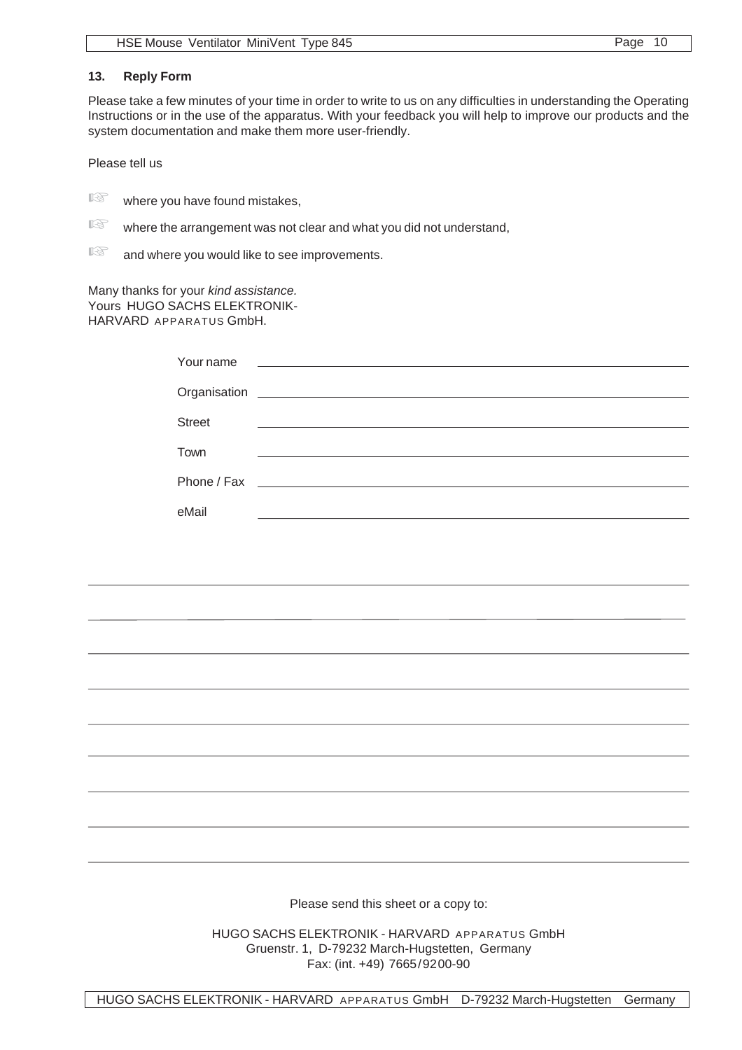## 13. Reply Form

Please take a few minutes of your time in order to write to us on any difficulties in understanding the Operating Instructions or in the use of the apparatus. With your feedback you will help to improve our products and the system documentation and make them more user-friendly.

Please tell us

- where you have found mistakes,
- where the arrangement was not clear and what you did not understand,
- and where you would like to see improvements.

Many thanks for your *kind assistance.*
Yours HUGO SACHS ELEKTRONIK-HARVARD APPARATUS GmbH.

Your name ______________________________

Organisation ______________________________

Street ______________________________

Town ______________________________

Phone / Fax ______________________________

eMail ______________________________

______________________________________________________________

______________________________________________________________

______________________________________________________________

______________________________________________________________

______________________________________________________________

______________________________________________________________

______________________________________________________________

______________________________________________________________

______________________________________________________________

Please send this sheet or a copy to:

HUGO SACHS ELEKTRONIK - HARVARD APPARATUS GmbH
Gruenstr. 1, D-79232 March-Hugstetten, Germany
Fax: (int. +49) 7665/9200-90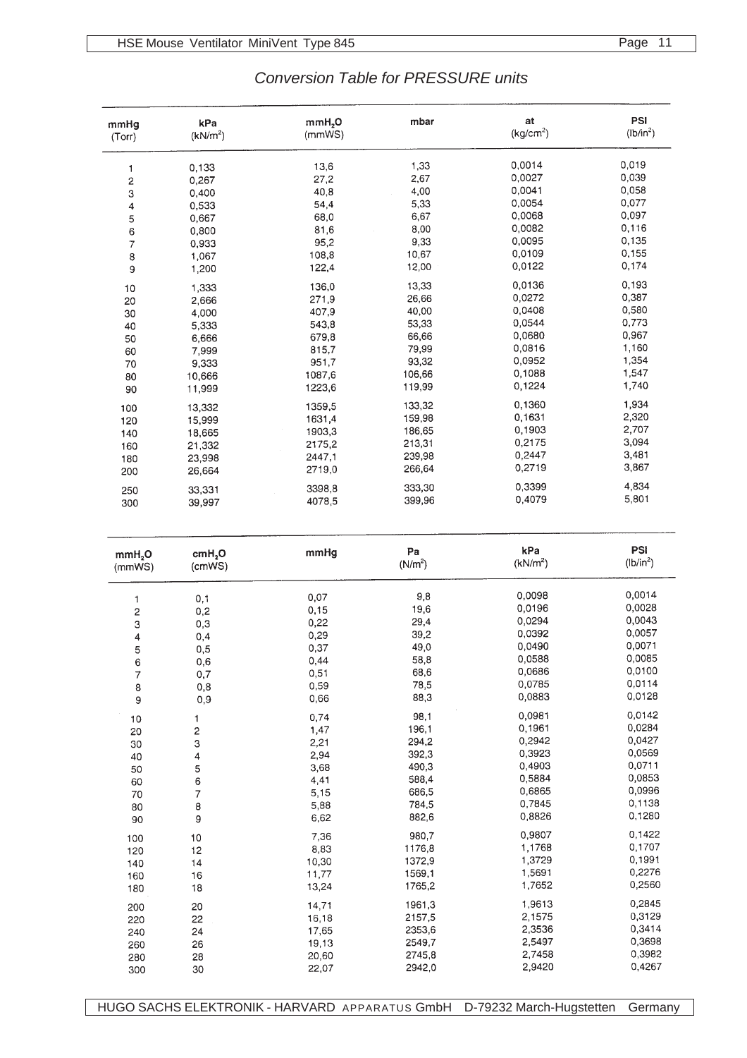## *Conversion Table for PRESSURE units*

| mmHg (Torr) | kPa ($kN/m^2$) | $mmH_2O$ (mmWS) | mbar | at ($kg/cm^2$) | PSI ($lb/in^2$) |
|---|---|---|---|---|---|
| 1 | 0,133 | 13,6 | 1,33 | 0,0014 | 0,019 |
| 2 | 0,267 | 27,2 | 2,67 | 0,0027 | 0,039 |
| 3 | 0,400 | 40,8 | 4,00 | 0,0041 | 0,058 |
| 4 | 0,533 | 54,4 | 5,33 | 0,0054 | 0,077 |
| 5 | 0,667 | 68,0 | 6,67 | 0,0068 | 0,097 |
| 6 | 0,800 | 81,6 | 8,00 | 0,0082 | 0,116 |
| 7 | 0,933 | 95,2 | 9,33 | 0,0095 | 0,135 |
| 8 | 1,067 | 108,8 | 10,67 | 0,0109 | 0,155 |
| 9 | 1,200 | 122,4 | 12,00 | 0,0122 | 0,174 |
| 10 | 1,333 | 136,0 | 13,33 | 0,0136 | 0,193 |
| 20 | 2,666 | 271,9 | 26,66 | 0,0272 | 0,387 |
| 30 | 4,000 | 407,9 | 40,00 | 0,0408 | 0,580 |
| 40 | 5,333 | 543,8 | 53,33 | 0,0544 | 0,773 |
| 50 | 6,666 | 679,8 | 66,66 | 0,0680 | 0,967 |
| 60 | 7,999 | 815,7 | 79,99 | 0,0816 | 1,160 |
| 70 | 9,333 | 951,7 | 93,32 | 0,0952 | 1,354 |
| 80 | 10,666 | 1087,6 | 106,66 | 0,1088 | 1,547 |
| 90 | 11,999 | 1223,6 | 119,99 | 0,1224 | 1,740 |
| 100 | 13,332 | 1359,5 | 133,32 | 0,1360 | 1,934 |
| 120 | 15,999 | 1631,4 | 159,98 | 0,1631 | 2,320 |
| 140 | 18,665 | 1903,3 | 186,65 | 0,1903 | 2,707 |
| 160 | 21,332 | 2175,2 | 213,31 | 0,2175 | 3,094 |
| 180 | 23,998 | 2447,1 | 239,98 | 0,2447 | 3,481 |
| 200 | 26,664 | 2719,0 | 266,64 | 0,2719 | 3,867 |
| 250 | 33,331 | 3398,8 | 333,30 | 0,3399 | 4,834 |
| 300 | 39,997 | 4078,5 | 399,96 | 0,4079 | 5,801 |

| $mmH_2O$ (mmWS) | $cmH_2O$ (cmWS) | mmHg | Pa ($N/m^2$) | kPa ($kN/m^2$) | PSI ($lb/in^2$) |
|---|---|---|---|---|---|
| 1 | 0,1 | 0,07 | 9,8 | 0,0098 | 0,0014 |
| 2 | 0,2 | 0,15 | 19,6 | 0,0196 | 0,0028 |
| 3 | 0,3 | 0,22 | 29,4 | 0,0294 | 0,0043 |
| 4 | 0,4 | 0,29 | 39,2 | 0,0392 | 0,0057 |
| 5 | 0,5 | 0,37 | 49,0 | 0,0490 | 0,0071 |
| 6 | 0,6 | 0,44 | 58,8 | 0,0588 | 0,0085 |
| 7 | 0,7 | 0,51 | 68,6 | 0,0686 | 0,0100 |
| 8 | 0,8 | 0,59 | 78,5 | 0,0785 | 0,0114 |
| 9 | 0,9 | 0,66 | 88,3 | 0,0883 | 0,0128 |
| 10 | 1 | 0,74 | 98,1 | 0,0981 | 0,0142 |
| 20 | 2 | 1,47 | 196,1 | 0,1961 | 0,0284 |
| 30 | 3 | 2,21 | 294,2 | 0,2942 | 0,0427 |
| 40 | 4 | 2,94 | 392,3 | 0,3923 | 0,0569 |
| 50 | 5 | 3,68 | 490,3 | 0,4903 | 0,0711 |
| 60 | 6 | 4,41 | 588,4 | 0,5884 | 0,0853 |
| 70 | 7 | 5,15 | 686,5 | 0,6865 | 0,0996 |
| 80 | 8 | 5,88 | 784,5 | 0,7845 | 0,1138 |
| 90 | 9 | 6,62 | 882,6 | 0,8826 | 0,1280 |
| 100 | 10 | 7,36 | 980,7 | 0,9807 | 0,1422 |
| 120 | 12 | 8,83 | 1176,8 | 1,1768 | 0,1707 |
| 140 | 14 | 10,30 | 1372,9 | 1,3729 | 0,1991 |
| 160 | 16 | 11,77 | 1569,1 | 1,5691 | 0,2276 |
| 180 | 18 | 13,24 | 1765,2 | 1,7652 | 0,2560 |
| 200 | 20 | 14,71 | 1961,3 | 1,9613 | 0,2845 |
| 220 | 22 | 16,18 | 2157,5 | 2,1575 | 0,3129 |
| 240 | 24 | 17,65 | 2353,6 | 2,3536 | 0,3414 |
| 260 | 26 | 19,13 | 2549,7 | 2,5497 | 0,3698 |
| 280 | 28 | 20,60 | 2745,8 | 2,7458 | 0,3982 |
| 300 | 30 | 22,07 | 2942,0 | 2,9420 | 0,4267 |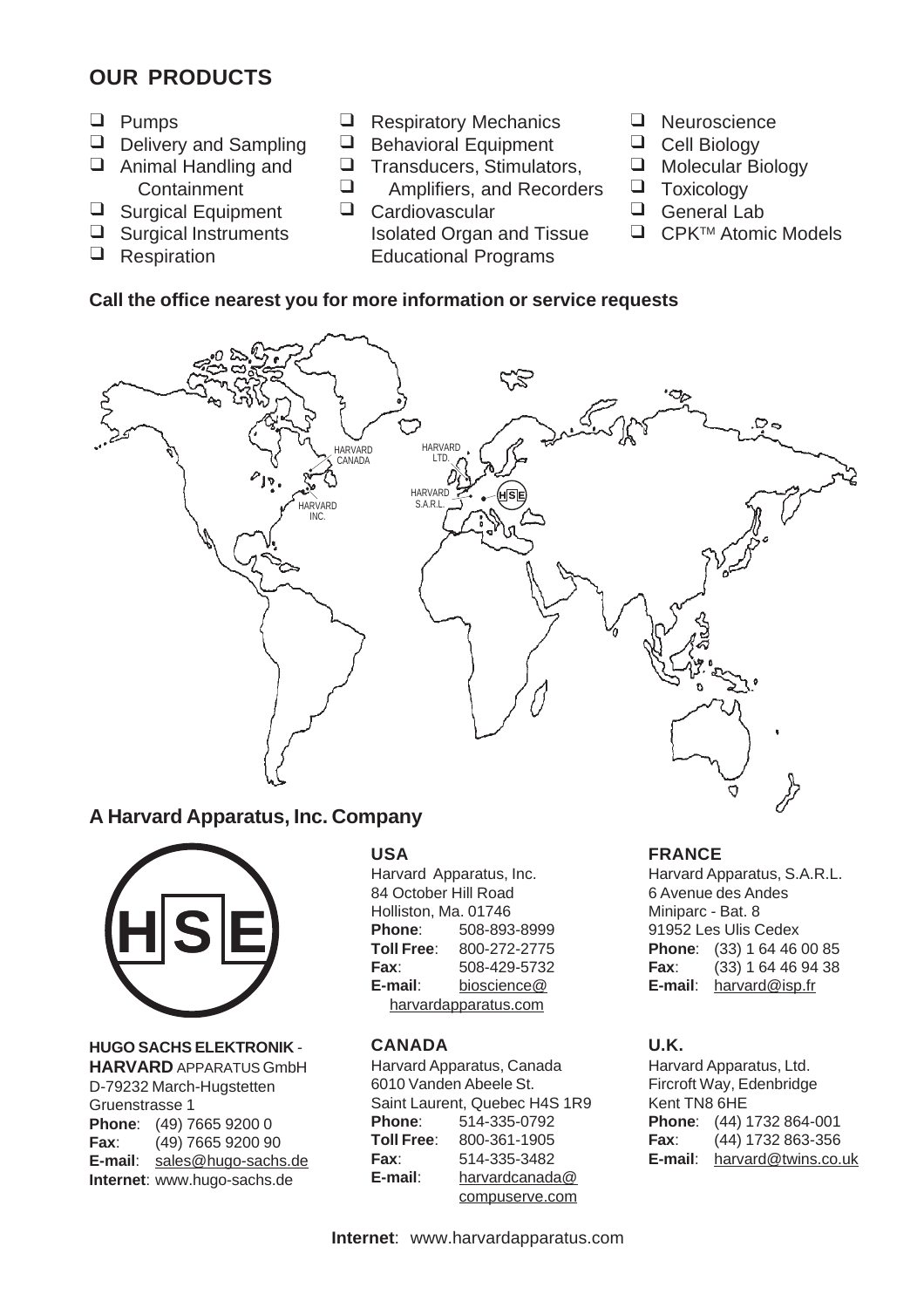## OUR PRODUCTS

- ❑ Pumps
- ❑ Delivery and Sampling
- ❑ Animal Handling and Containment
- ❑ Surgical Equipment
- ❑ Surgical Instruments
- ❑ Respiration
- ❑ Respiratory Mechanics
- ❑ Behavioral Equipment
- ❑ Transducers, Stimulators,
- ❑ Amplifiers, and Recorders
- ❑ Cardiovascular
  Isolated Organ and Tissue
  Educational Programs
- ❑ Neuroscience
- ❑ Cell Biology
- ❑ Molecular Biology
- ❑ Toxicology
- ❑ General Lab
- ❑ CPK™ Atomic Models

**Call the office nearest you for more information or service requests**

HARVARD CANADA

HARVARD INC.

HARVARD LTD.

HARVARD S.A.R.L.

HSE

## A Harvard Apparatus, Inc. Company

HSE

**HUGO SACHS ELEKTRONIK** -
**HARVARD** APPARATUS GmbH
D-79232 March-Hugstetten
Gruenstrasse 1
**Phone**: (49) 7665 9200 0
**Fax**: (49) 7665 9200 90
**E-mail**: sales@hugo-sachs.de
**Internet**: www.hugo-sachs.de

**USA**
Harvard Apparatus, Inc.
84 October Hill Road
Holliston, Ma. 01746
**Phone**: 508-893-8999
**Toll Free**: 800-272-2775
**Fax**: 508-429-5732
**E-mail**: bioscience@harvardapparatus.com

**CANADA**
Harvard Apparatus, Canada
6010 Vanden Abeele St.
Saint Laurent, Quebec H4S 1R9
**Phone**: 514-335-0792
**Toll Free**: 800-361-1905
**Fax**: 514-335-3482
**E-mail**: harvardcanada@compuserve.com

**FRANCE**
Harvard Apparatus, S.A.R.L.
6 Avenue des Andes
Miniparc - Bat. 8
91952 Les Ulis Cedex
**Phone**: (33) 1 64 46 00 85
**Fax**: (33) 1 64 46 94 38
**E-mail**: harvard@isp.fr

**U.K.**
Harvard Apparatus, Ltd.
Fircroft Way, Edenbridge
Kent TN8 6HE
**Phone**: (44) 1732 864-001
**Fax**: (44) 1732 863-356
**E-mail**: harvard@twins.co.uk

**Internet**: www.harvardapparatus.com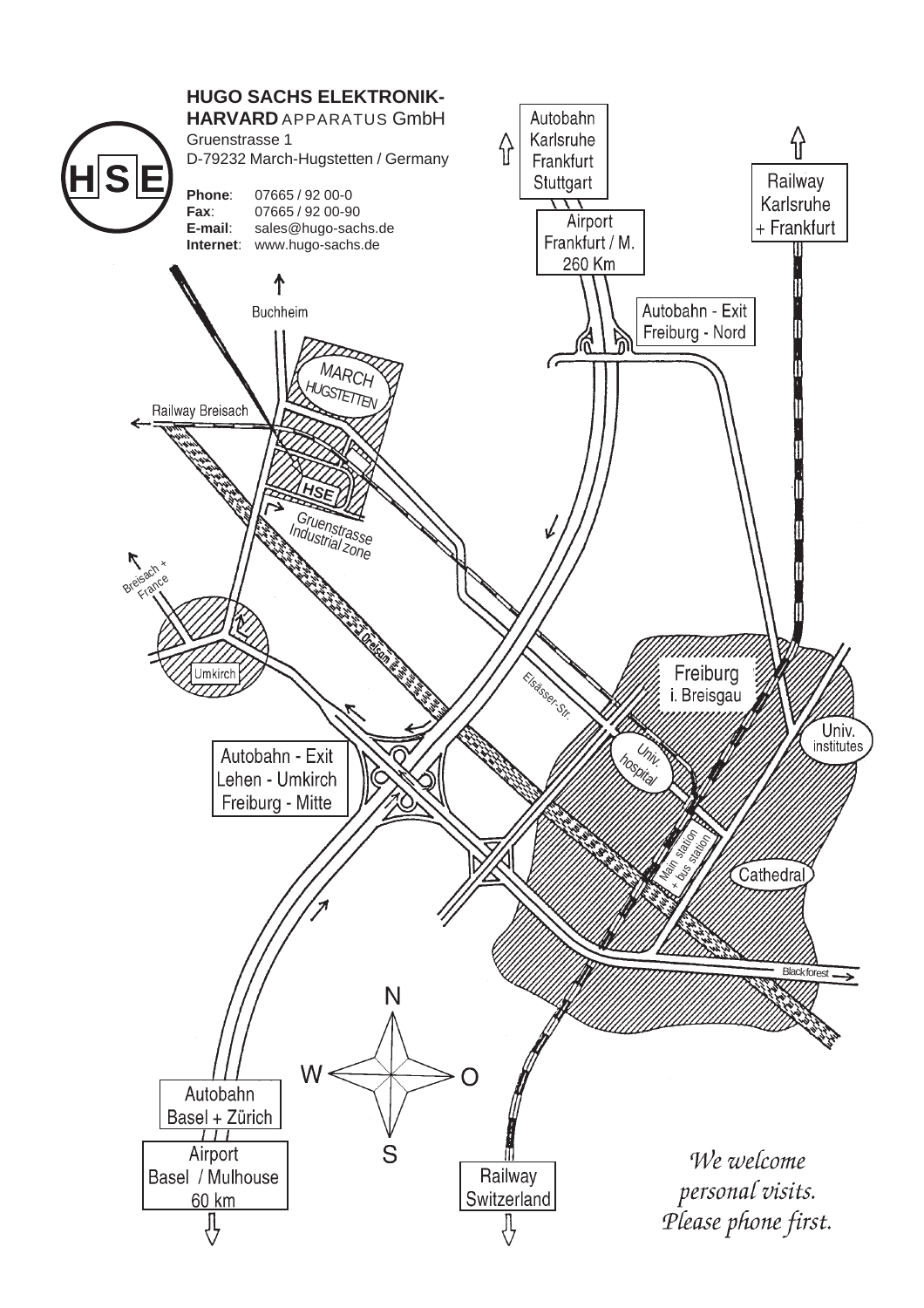**HUGO SACHS ELEKTRONIK-**
**HARVARD** APPARATUS GmbH
Gruenstrasse 1
D-79232 March-Hugstetten / Germany

**Phone**: 07665 / 92 00-0
**Fax**: 07665 / 92 00-90
**E-mail**: sales@hugo-sachs.de
**Internet**: www.hugo-sachs.de

HSE

Autobahn
Karlsruhe
Frankfurt
Stuttgart

Airport
Frankfurt / M.
260 Km

Railway
Karlsruhe
+ Frankfurt

Buchheim

Autobahn - Exit
Freiburg - Nord

MARCH
HUGSTETTEN

Railway Breisach

HSE

Gruenstrasse
Industrial zone

Breisach +
France

Umkirch

Dreisam

Elsässer-Str.

Freiburg
i. Breisgau

Univ.
institutes

Univ.
hospital

Autobahn - Exit
Lehen - Umkirch
Freiburg - Mitte

Main station
+ bus station

Cathedral

Black forest

N
W O
S

Autobahn
Basel + Zürich

Airport
Basel / Mulhouse
60 km

Railway
Switzerland

*We welcome*
*personal visits.*
*Please phone first.*